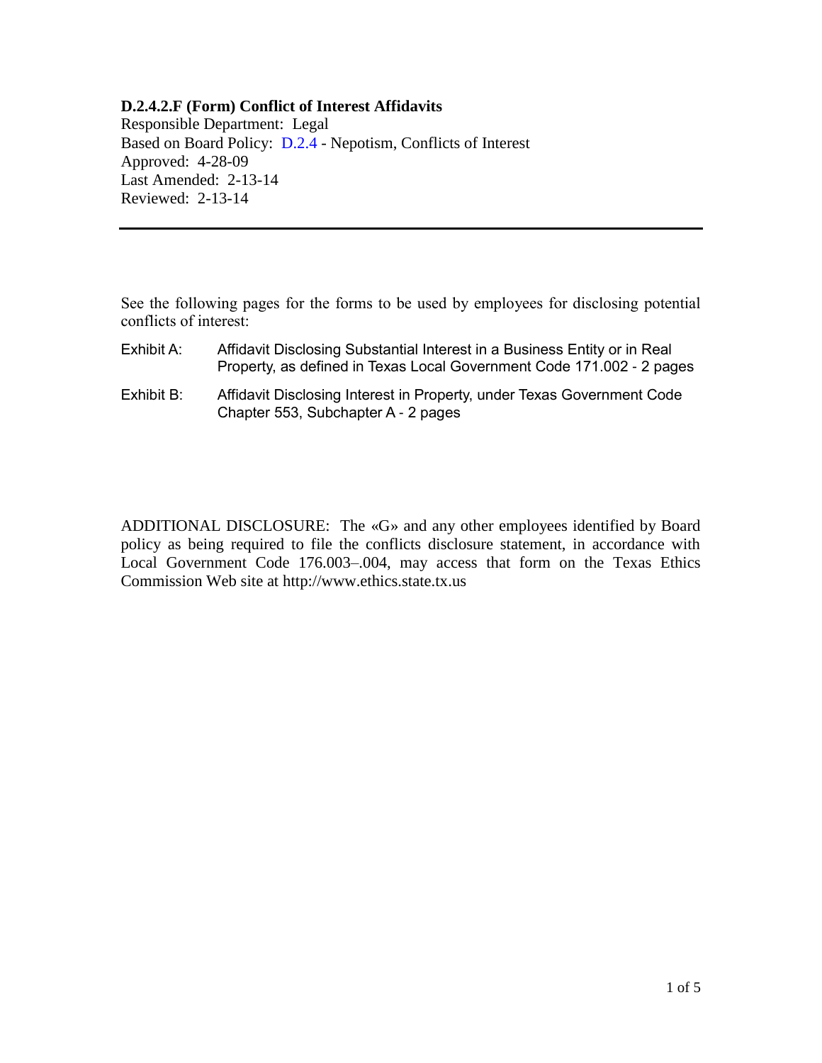**D.2.4.2.F (Form) Conflict of Interest Affidavits**

Responsible Department: Legal
Based on Board Policy: D.2.4 - Nepotism, Conflicts of Interest
Approved: 4-28-09
Last Amended: 2-13-14
Reviewed: 2-13-14

---

See the following pages for the forms to be used by employees for disclosing potential conflicts of interest:

Exhibit A: Affidavit Disclosing Substantial Interest in a Business Entity or in Real Property, as defined in Texas Local Government Code 171.002 - 2 pages

Exhibit B: Affidavit Disclosing Interest in Property, under Texas Government Code Chapter 553, Subchapter A - 2 pages

ADDITIONAL DISCLOSURE: The «G» and any other employees identified by Board policy as being required to file the conflicts disclosure statement, in accordance with Local Government Code 176.003–.004, may access that form on the Texas Ethics Commission Web site at http://www.ethics.state.tx.us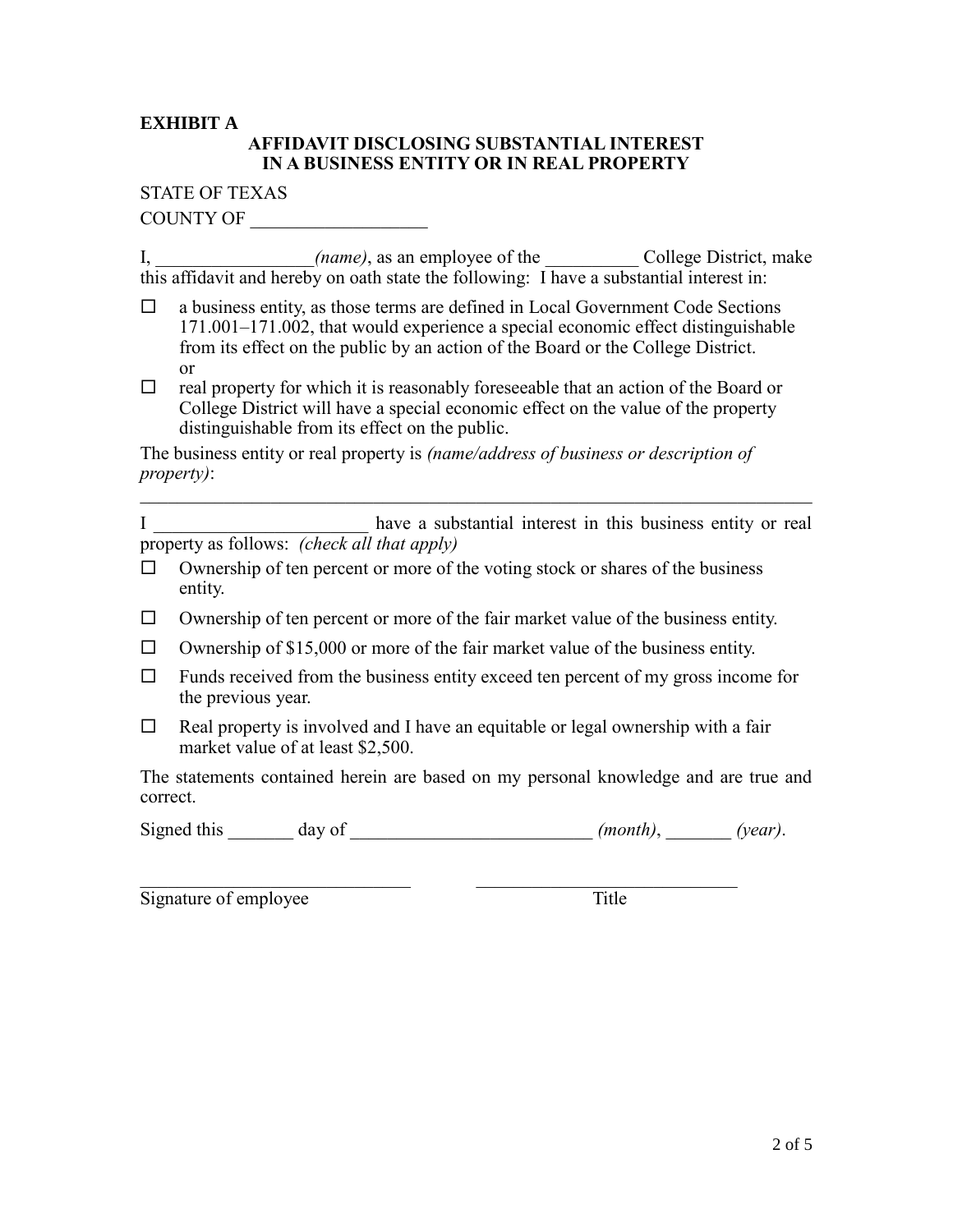**EXHIBIT A**

**AFFIDAVIT DISCLOSING SUBSTANTIAL INTEREST IN A BUSINESS ENTITY OR IN REAL PROPERTY**

STATE OF TEXAS

COUNTY OF ___________________

I, ________________*(name)*, as an employee of the __________ College District, make this affidavit and hereby on oath state the following: I have a substantial interest in:

☐ a business entity, as those terms are defined in Local Government Code Sections 171.001–171.002, that would experience a special economic effect distinguishable from its effect on the public by an action of the Board or the College District.
or

☐ real property for which it is reasonably foreseeable that an action of the Board or College District will have a special economic effect on the value of the property distinguishable from its effect on the public.

The business entity or real property is *(name/address of business or description of property)*:

_____________________________________________________________________________

I _______________________ have a substantial interest in this business entity or real property as follows: *(check all that apply)*

☐ Ownership of ten percent or more of the voting stock or shares of the business entity.

☐ Ownership of ten percent or more of the fair market value of the business entity.

☐ Ownership of $15,000 or more of the fair market value of the business entity.

☐ Funds received from the business entity exceed ten percent of my gross income for the previous year.

☐ Real property is involved and I have an equitable or legal ownership with a fair market value of at least $2,500.

The statements contained herein are based on my personal knowledge and are true and correct.

Signed this _______ day of _________________________ *(month)*, _______ *(year)*.

______________________________ ______________________________

Signature of employee Title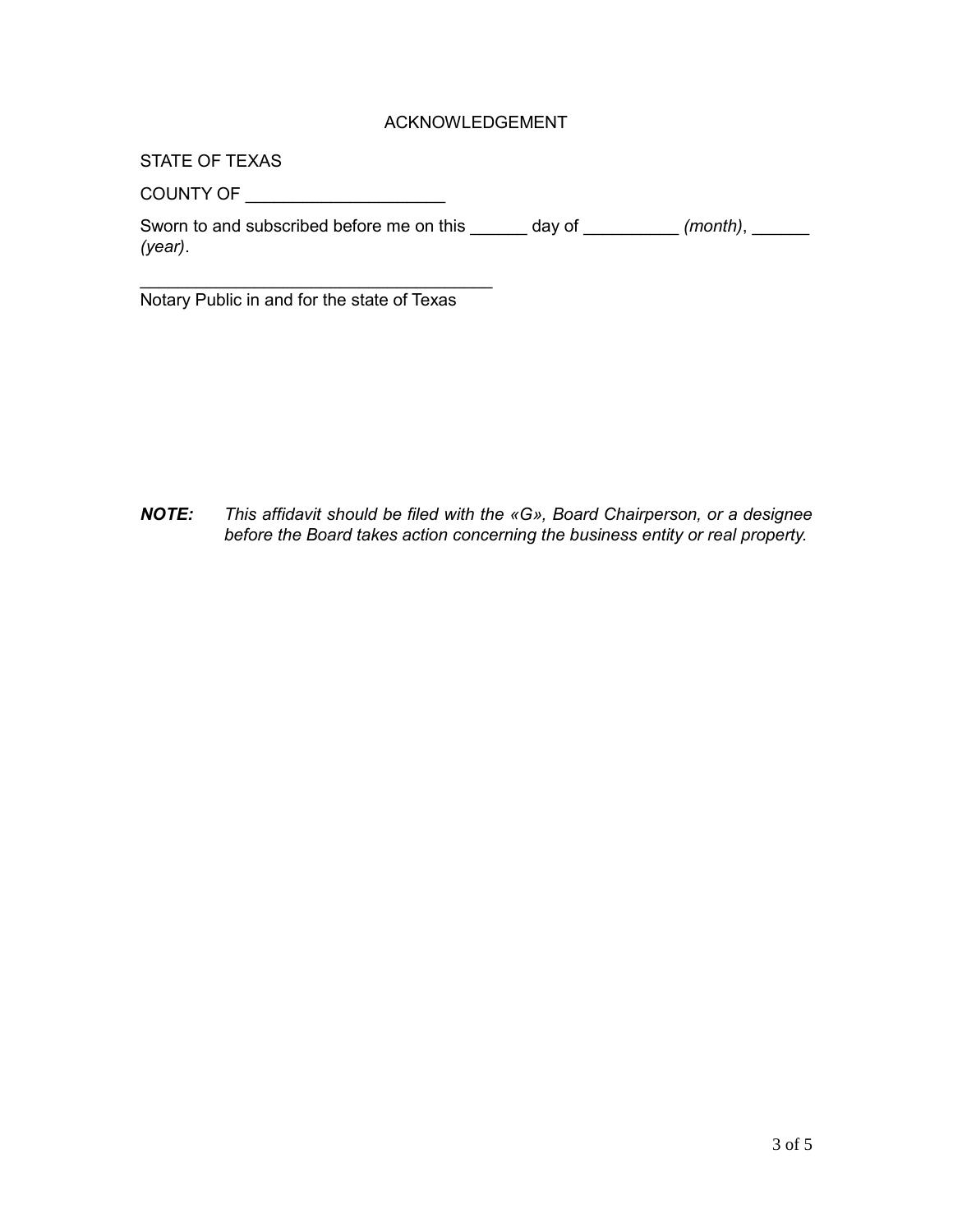ACKNOWLEDGEMENT

STATE OF TEXAS

COUNTY OF ____________________

Sworn to and subscribed before me on this ______ day of __________ *(month)*, ______ *(year)*.

____________________________________
Notary Public in and for the state of Texas

***NOTE:*** *This affidavit should be filed with the «G», Board Chairperson, or a designee before the Board takes action concerning the business entity or real property.*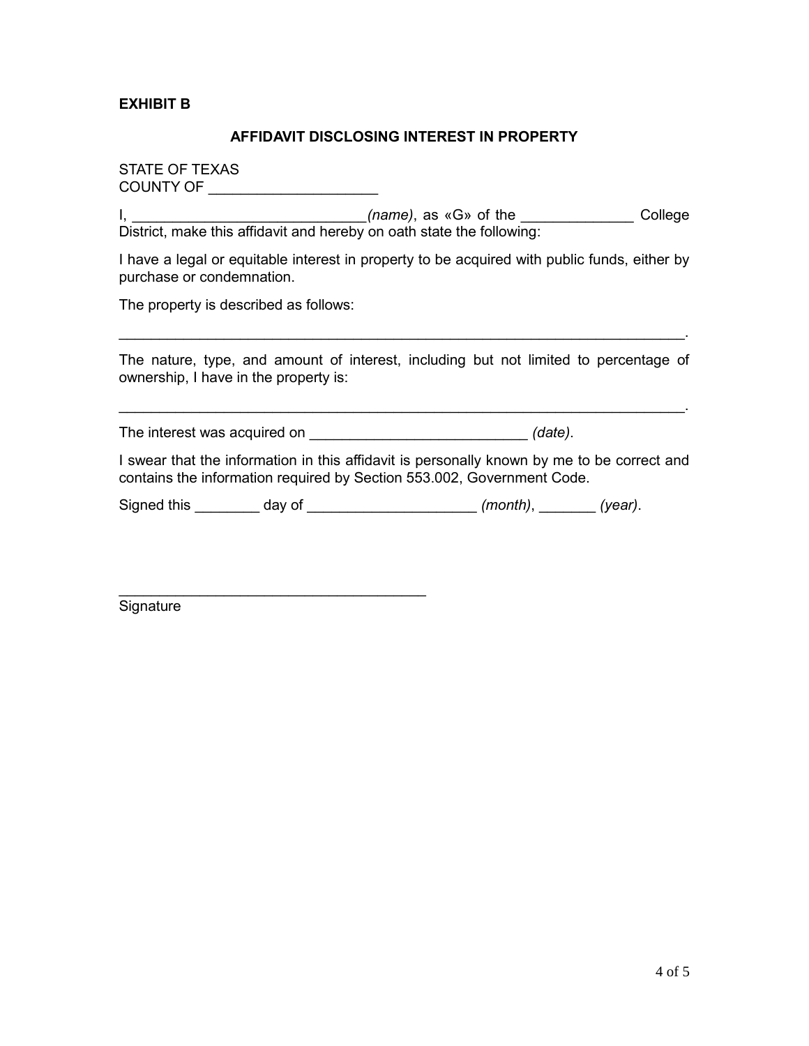**EXHIBIT B**

**AFFIDAVIT DISCLOSING INTEREST IN PROPERTY**

STATE OF TEXAS
COUNTY OF ____________________

I, ____________________________*(name)*, as «G» of the _____________ College District, make this affidavit and hereby on oath state the following:

I have a legal or equitable interest in property to be acquired with public funds, either by purchase or condemnation.

The property is described as follows:

____________________________________________________________________.

The nature, type, and amount of interest, including but not limited to percentage of ownership, I have in the property is:

____________________________________________________________________.

The interest was acquired on __________________________ *(date)*.

I swear that the information in this affidavit is personally known by me to be correct and contains the information required by Section 553.002, Government Code.

Signed this ________ day of ____________________ *(month)*, _______ *(year)*.

_____________________________________
Signature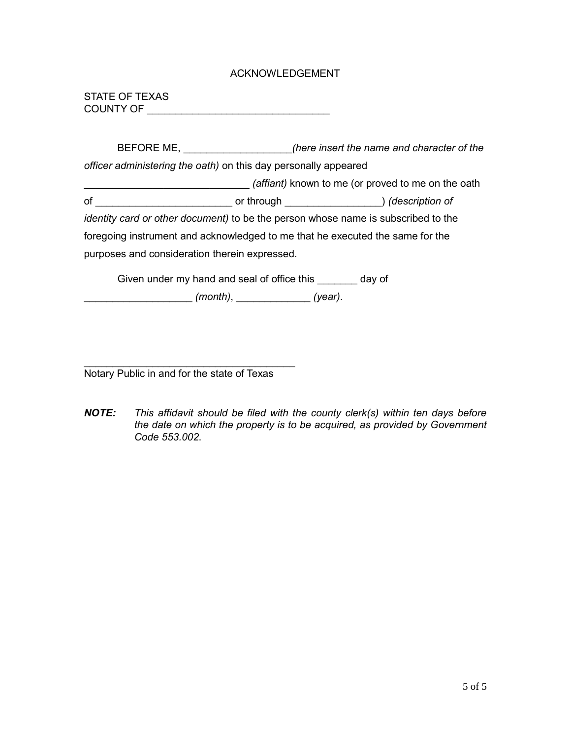ACKNOWLEDGEMENT

STATE OF TEXAS
COUNTY OF ________________________________

BEFORE ME, ___________________*(here insert the name and character of the officer administering the oath)* on this day personally appeared _____________________________ *(affiant)* known to me (or proved to me on the oath of ________________________ or through _________________) *(description of identity card or other document)* to be the person whose name is subscribed to the foregoing instrument and acknowledged to me that he executed the same for the purposes and consideration therein expressed.

Given under my hand and seal of office this _______ day of ___________________ *(month)*, _____________ *(year)*.

_____________________________________
Notary Public in and for the state of Texas

***NOTE:*** *This affidavit should be filed with the county clerk(s) within ten days before the date on which the property is to be acquired, as provided by Government Code 553.002.*